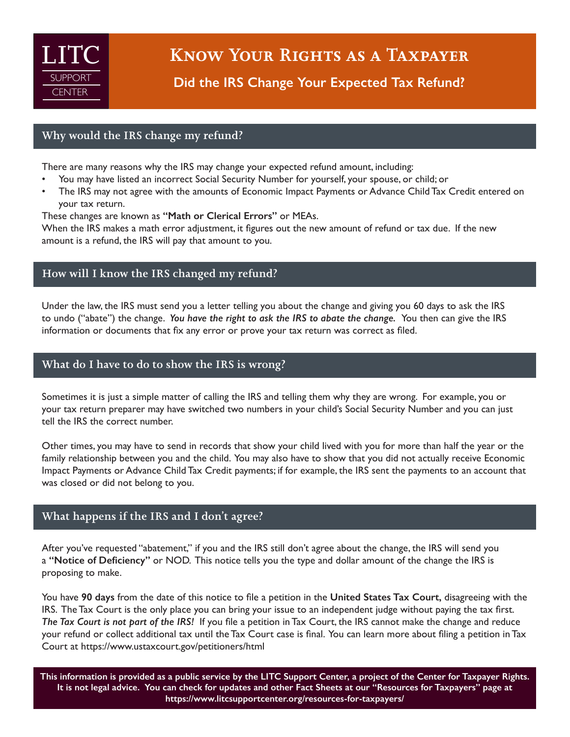LITC SUPPORT CENTER

# Know Your Rights as a Taxpayer

## Did the IRS Change Your Expected Tax Refund?

### Why would the IRS change my refund?

There are many reasons why the IRS may change your expected refund amount, including:

- You may have listed an incorrect Social Security Number for yourself, your spouse, or child; or
- The IRS may not agree with the amounts of Economic Impact Payments or Advance Child Tax Credit entered on your tax return.

These changes are known as **"Math or Clerical Errors"** or MEAs.

When the IRS makes a math error adjustment, it figures out the new amount of refund or tax due. If the new amount is a refund, the IRS will pay that amount to you.

### How will I know the IRS changed my refund?

Under the law, the IRS must send you a letter telling you about the change and giving you 60 days to ask the IRS to undo ("abate") the change. ***You have the right to ask the IRS to abate the change.*** You then can give the IRS information or documents that fix any error or prove your tax return was correct as filed.

### What do I have to do to show the IRS is wrong?

Sometimes it is just a simple matter of calling the IRS and telling them why they are wrong. For example, you or your tax return preparer may have switched two numbers in your child's Social Security Number and you can just tell the IRS the correct number.

Other times, you may have to send in records that show your child lived with you for more than half the year or the family relationship between you and the child. You may also have to show that you did not actually receive Economic Impact Payments or Advance Child Tax Credit payments; if for example, the IRS sent the payments to an account that was closed or did not belong to you.

### What happens if the IRS and I don't agree?

After you've requested "abatement," if you and the IRS still don't agree about the change, the IRS will send you a **"Notice of Deficiency"** or NOD. This notice tells you the type and dollar amount of the change the IRS is proposing to make.

You have **90 days** from the date of this notice to file a petition in the **United States Tax Court,** disagreeing with the IRS. The Tax Court is the only place you can bring your issue to an independent judge without paying the tax first. ***The Tax Court is not part of the IRS!*** If you file a petition in Tax Court, the IRS cannot make the change and reduce your refund or collect additional tax until the Tax Court case is final. You can learn more about filing a petition in Tax Court at https://www.ustaxcourt.gov/petitioners/html

**This information is provided as a public service by the LITC Support Center, a project of the Center for Taxpayer Rights. It is not legal advice. You can check for updates and other Fact Sheets at our "Resources for Taxpayers" page at https://www.litcsupportcenter.org/resources-for-taxpayers/**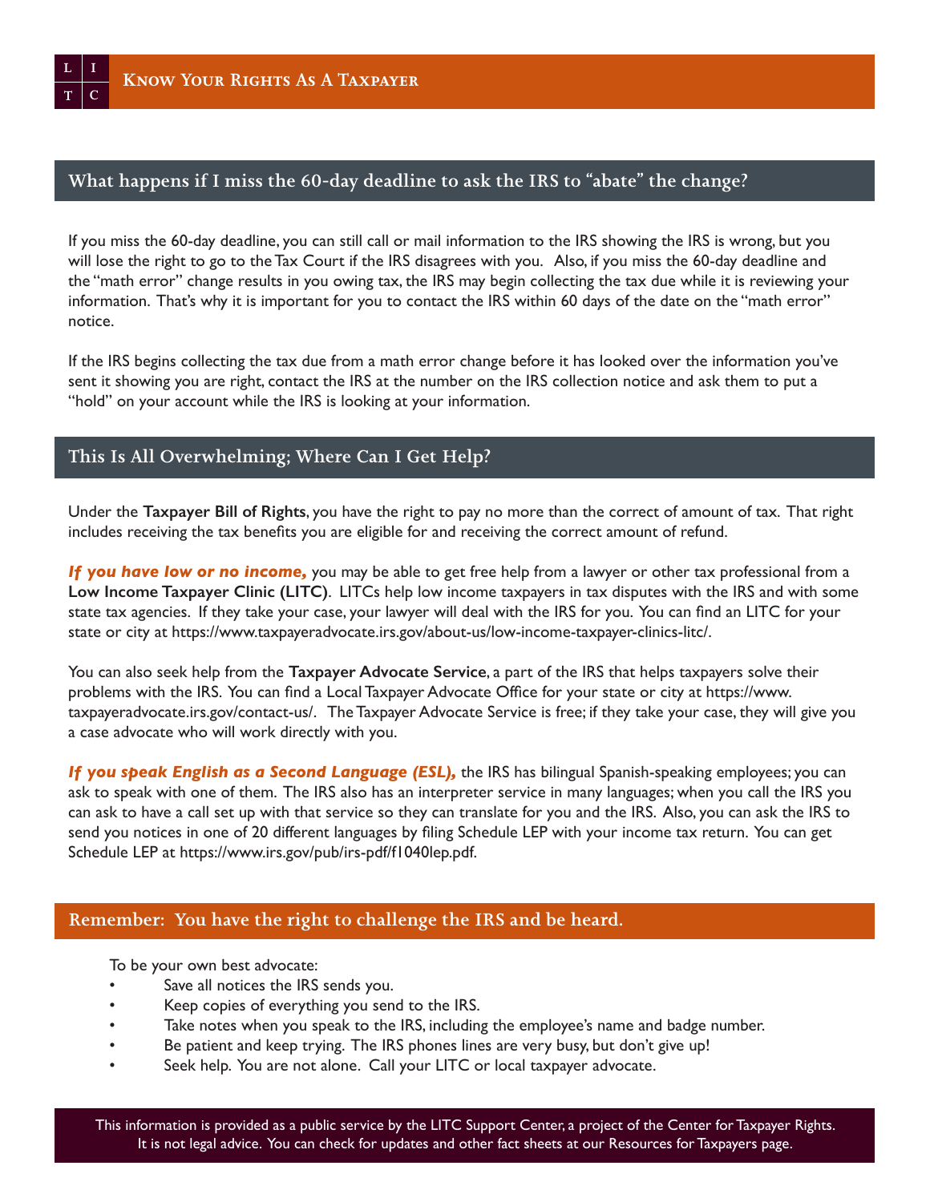## What happens if I miss the 60-day deadline to ask the IRS to "abate" the change?

If you miss the 60-day deadline, you can still call or mail information to the IRS showing the IRS is wrong, but you will lose the right to go to the Tax Court if the IRS disagrees with you. Also, if you miss the 60-day deadline and the "math error" change results in you owing tax, the IRS may begin collecting the tax due while it is reviewing your information. That's why it is important for you to contact the IRS within 60 days of the date on the "math error" notice.

If the IRS begins collecting the tax due from a math error change before it has looked over the information you've sent it showing you are right, contact the IRS at the number on the IRS collection notice and ask them to put a "hold" on your account while the IRS is looking at your information.

## This Is All Overwhelming; Where Can I Get Help?

Under the **Taxpayer Bill of Rights**, you have the right to pay no more than the correct of amount of tax. That right includes receiving the tax benefits you are eligible for and receiving the correct amount of refund.

***If you have low or no income,*** you may be able to get free help from a lawyer or other tax professional from a **Low Income Taxpayer Clinic (LITC)**. LITCs help low income taxpayers in tax disputes with the IRS and with some state tax agencies. If they take your case, your lawyer will deal with the IRS for you. You can find an LITC for your state or city at https://www.taxpayeradvocate.irs.gov/about-us/low-income-taxpayer-clinics-litc/.

You can also seek help from the **Taxpayer Advocate Service**, a part of the IRS that helps taxpayers solve their problems with the IRS. You can find a Local Taxpayer Advocate Office for your state or city at https://www.taxpayeradvocate.irs.gov/contact-us/. The Taxpayer Advocate Service is free; if they take your case, they will give you a case advocate who will work directly with you.

***If you speak English as a Second Language (ESL),*** the IRS has bilingual Spanish-speaking employees; you can ask to speak with one of them. The IRS also has an interpreter service in many languages; when you call the IRS you can ask to have a call set up with that service so they can translate for you and the IRS. Also, you can ask the IRS to send you notices in one of 20 different languages by filing Schedule LEP with your income tax return. You can get Schedule LEP at https://www.irs.gov/pub/irs-pdf/f1040lep.pdf.

## Remember: You have the right to challenge the IRS and be heard.

To be your own best advocate:

- Save all notices the IRS sends you.
- Keep copies of everything you send to the IRS.
- Take notes when you speak to the IRS, including the employee's name and badge number.
- Be patient and keep trying. The IRS phones lines are very busy, but don't give up!
- Seek help. You are not alone. Call your LITC or local taxpayer advocate.

This information is provided as a public service by the LITC Support Center, a project of the Center for Taxpayer Rights. It is not legal advice. You can check for updates and other fact sheets at our Resources for Taxpayers page.